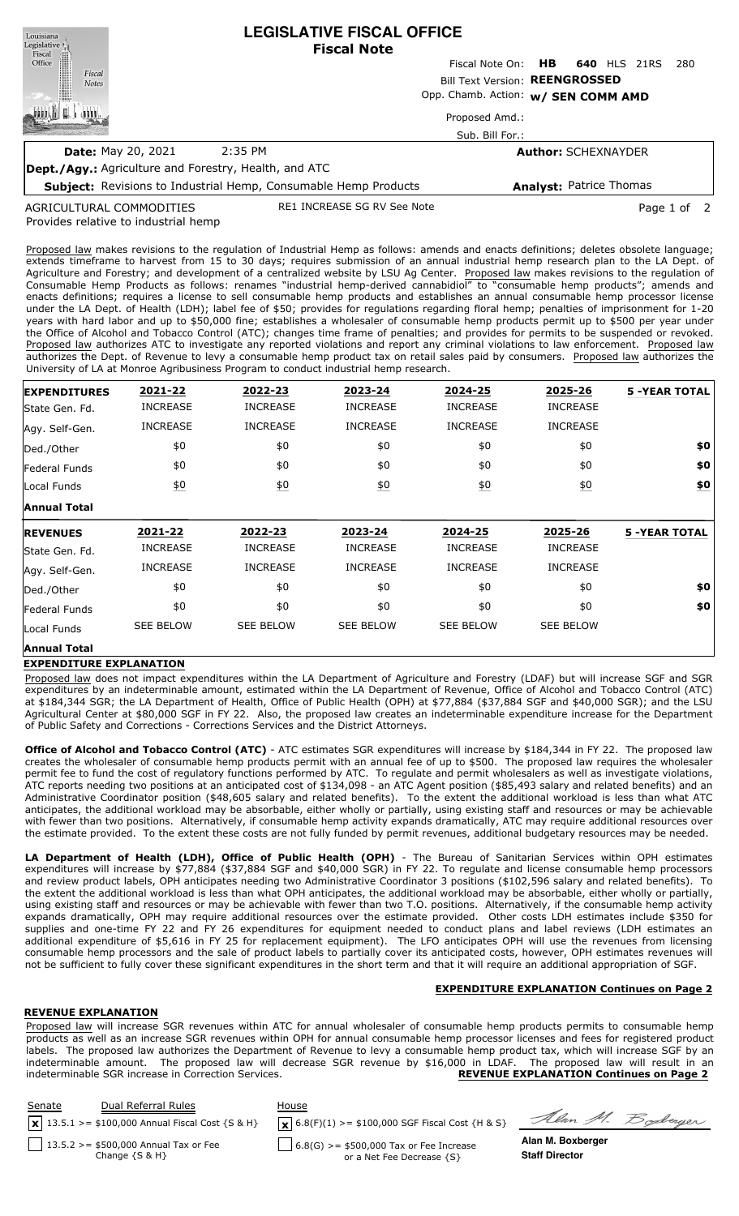# LEGISLATIVE FISCAL OFFICE
## Fiscal Note

Fiscal Note On: **HB 640** HLS 21RS 280

Bill Text Version: **REENGROSSED**

Opp. Chamb. Action: **w/ SEN COMM AMD**

Proposed Amd.:

Sub. Bill For.:

**Date:** May 20, 2021 2:35 PM

**Author:** SCHEXNAYDER

**Dept./Agy.:** Agriculture and Forestry, Health, and ATC

**Subject:** Revisions to Industrial Hemp, Consumable Hemp Products

**Analyst:** Patrice Thomas

AGRICULTURAL COMMODITIES — RE1 INCREASE SG RV See Note

Provides relative to industrial hemp

Proposed law makes revisions to the regulation of Industrial Hemp as follows: amends and enacts definitions; deletes obsolete language; extends timeframe to harvest from 15 to 30 days; requires submission of an annual industrial hemp research plan to the LA Dept. of Agriculture and Forestry; and development of a centralized website by LSU Ag Center. Proposed law makes revisions to the regulation of Consumable Hemp Products as follows: renames "industrial hemp-derived cannabidiol" to "consumable hemp products"; amends and enacts definitions; requires a license to sell consumable hemp products and establishes an annual consumable hemp processor license under the LA Dept. of Health (LDH); label fee of $50; provides for regulations regarding floral hemp; penalties of imprisonment for 1-20 years with hard labor and up to $50,000 fine; establishes a wholesaler of consumable hemp products permit up to $500 per year under the Office of Alcohol and Tobacco Control (ATC); changes time frame of penalties; and provides for permits to be suspended or revoked. Proposed law authorizes ATC to investigate any reported violations and report any criminal violations to law enforcement. Proposed law authorizes the Dept. of Revenue to levy a consumable hemp product tax on retail sales paid by consumers. Proposed law authorizes the University of LA at Monroe Agribusiness Program to conduct industrial hemp research.

| **EXPENDITURES** | **2021-22** | **2022-23** | **2023-24** | **2024-25** | **2025-26** | **5 -YEAR TOTAL** |
|---|---|---|---|---|---|---|
| State Gen. Fd. | INCREASE | INCREASE | INCREASE | INCREASE | INCREASE | |
| Agy. Self-Gen. | INCREASE | INCREASE | INCREASE | INCREASE | INCREASE | |
| Ded./Other | $0 | $0 | $0 | $0 | $0 | **$0** |
| Federal Funds | $0 | $0 | $0 | $0 | $0 | **$0** |
| Local Funds | $0 | $0 | $0 | $0 | $0 | **$0** |
| **Annual Total** | | | | | | |

| **REVENUES** | **2021-22** | **2022-23** | **2023-24** | **2024-25** | **2025-26** | **5 -YEAR TOTAL** |
|---|---|---|---|---|---|---|
| State Gen. Fd. | INCREASE | INCREASE | INCREASE | INCREASE | INCREASE | |
| Agy. Self-Gen. | INCREASE | INCREASE | INCREASE | INCREASE | INCREASE | |
| Ded./Other | $0 | $0 | $0 | $0 | $0 | **$0** |
| Federal Funds | $0 | $0 | $0 | $0 | $0 | **$0** |
| Local Funds | SEE BELOW | SEE BELOW | SEE BELOW | SEE BELOW | SEE BELOW | |
| **Annual Total** | | | | | | |

**EXPENDITURE EXPLANATION**

Proposed law does not impact expenditures within the LA Department of Agriculture and Forestry (LDAF) but will increase SGF and SGR expenditures by an indeterminable amount, estimated within the LA Department of Revenue, Office of Alcohol and Tobacco Control (ATC) at $184,344 SGR; the LA Department of Health, Office of Public Health (OPH) at $77,884 ($37,884 SGF and $40,000 SGR); and the LSU Agricultural Center at $80,000 SGF in FY 22. Also, the proposed law creates an indeterminable expenditure increase for the Department of Public Safety and Corrections - Corrections Services and the District Attorneys.

**Office of Alcohol and Tobacco Control (ATC)** - ATC estimates SGR expenditures will increase by $184,344 in FY 22. The proposed law creates the wholesaler of consumable hemp products permit with an annual fee of up to $500. The proposed law requires the wholesaler permit fee to fund the cost of regulatory functions performed by ATC. To regulate and permit wholesalers as well as investigate violations, ATC reports needing two positions at an anticipated cost of $134,098 - an ATC Agent position ($85,493 salary and related benefits) and an Administrative Coordinator position ($48,605 salary and related benefits). To the extent the additional workload is less than what ATC anticipates, the additional workload may be absorbable, either wholly or partially, using existing staff and resources or may be achievable with fewer than two positions. Alternatively, if consumable hemp activity expands dramatically, ATC may require additional resources over the estimate provided. To the extent these costs are not fully funded by permit revenues, additional budgetary resources may be needed.

**LA Department of Health (LDH), Office of Public Health (OPH)** - The Bureau of Sanitarian Services within OPH estimates expenditures will increase by $77,884 ($37,884 SGF and $40,000 SGR) in FY 22. To regulate and license consumable hemp processors and review product labels, OPH anticipates needing two Administrative Coordinator 3 positions ($102,596 salary and related benefits). To the extent the additional workload is less than what OPH anticipates, the additional workload may be absorbable, either wholly or partially, using existing staff and resources or may be achievable with fewer than two T.O. positions. Alternatively, if the consumable hemp activity expands dramatically, OPH may require additional resources over the estimate provided. Other costs LDH estimates include $350 for supplies and one-time FY 22 and FY 26 expenditures for equipment needed to conduct plans and label reviews (LDH estimates an additional expenditure of $5,616 in FY 25 for replacement equipment). The LFO anticipates OPH will use the revenues from licensing consumable hemp processors and the sale of product labels to partially cover its anticipated costs, however, OPH estimates revenues will not be sufficient to fully cover these significant expenditures in the short term and that it will require an additional appropriation of SGF.

**EXPENDITURE EXPLANATION Continues on Page 2**

**REVENUE EXPLANATION**

Proposed law will increase SGR revenues within ATC for annual wholesaler of consumable hemp products permits to consumable hemp products as well as an increase SGR revenues within OPH for annual consumable hemp processor licenses and fees for registered product labels. The proposed law authorizes the Department of Revenue to levy a consumable hemp product tax, which will increase SGF by an indeterminable amount. The proposed law will decrease SGR revenue by $16,000 in LDAF. The proposed law will result in an indeterminable SGR increase in Correction Services.

**REVENUE EXPLANATION Continues on Page 2**

| Senate | Dual Referral Rules | House |
|---|---|---|
| [x] 13.5.1 >= $100,000 Annual Fiscal Cost {S & H} | | [x] 6.8(F)(1) >= $100,000 SGF Fiscal Cost {H & S} |
| [ ] 13.5.2 >= $500,000 Annual Tax or Fee Change {S & H} | | [ ] 6.8(G) >= $500,000 Tax or Fee Increase or a Net Fee Decrease {S} |

**Alan M. Boxberger**
**Staff Director**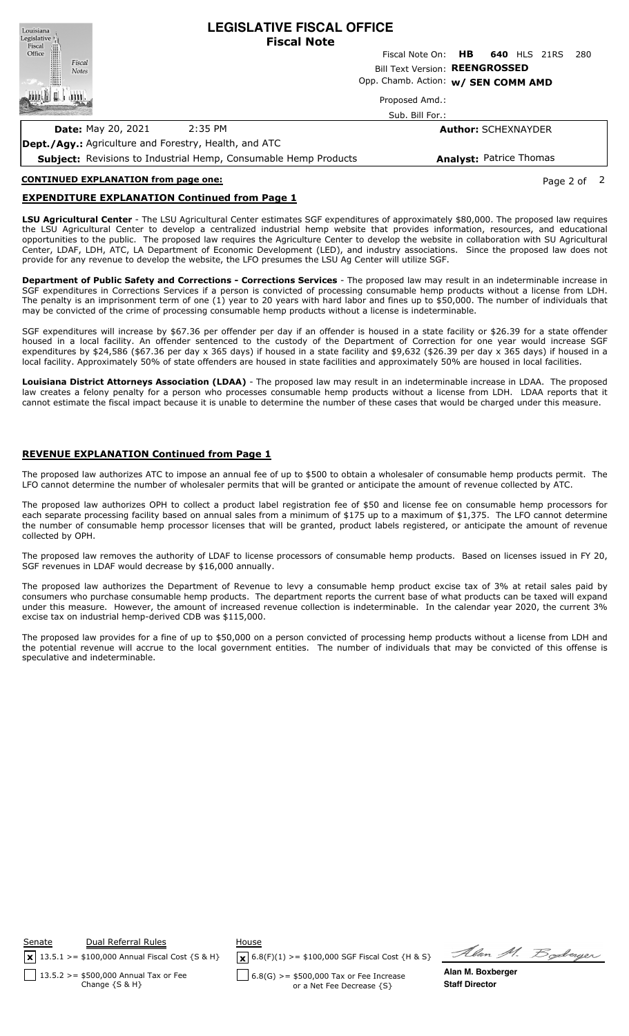# LEGISLATIVE FISCAL OFFICE
## Fiscal Note

Fiscal Note On: **HB 640** HLS 21RS 280

Bill Text Version: **REENGROSSED**

Opp. Chamb. Action: **w/ SEN COMM AMD**

Proposed Amd.:

Sub. Bill For.:

**Date:** May 20, 2021 2:35 PM

**Author:** SCHEXNAYDER

**Dept./Agy.:** Agriculture and Forestry, Health, and ATC

**Subject:** Revisions to Industrial Hemp, Consumable Hemp Products

**Analyst:** Patrice Thomas

### CONTINUED EXPLANATION from page one:

### EXPENDITURE EXPLANATION Continued from Page 1

**LSU Agricultural Center** - The LSU Agricultural Center estimates SGF expenditures of approximately $80,000. The proposed law requires the LSU Agricultural Center to develop a centralized industrial hemp website that provides information, resources, and educational opportunities to the public. The proposed law requires the Agriculture Center to develop the website in collaboration with SU Agricultural Center, LDAF, LDH, ATC, LA Department of Economic Development (LED), and industry associations. Since the proposed law does not provide for any revenue to develop the website, the LFO presumes the LSU Ag Center will utilize SGF.

**Department of Public Safety and Corrections - Corrections Services** - The proposed law may result in an indeterminable increase in SGF expenditures in Corrections Services if a person is convicted of processing consumable hemp products without a license from LDH. The penalty is an imprisonment term of one (1) year to 20 years with hard labor and fines up to $50,000. The number of individuals that may be convicted of the crime of processing consumable hemp products without a license is indeterminable.

SGF expenditures will increase by $67.36 per offender per day if an offender is housed in a state facility or $26.39 for a state offender housed in a local facility. An offender sentenced to the custody of the Department of Correction for one year would increase SGF expenditures by $24,586 ($67.36 per day x 365 days) if housed in a state facility and $9,632 ($26.39 per day x 365 days) if housed in a local facility. Approximately 50% of state offenders are housed in state facilities and approximately 50% are housed in local facilities.

**Louisiana District Attorneys Association (LDAA)** - The proposed law may result in an indeterminable increase in LDAA. The proposed law creates a felony penalty for a person who processes consumable hemp products without a license from LDH. LDAA reports that it cannot estimate the fiscal impact because it is unable to determine the number of these cases that would be charged under this measure.

### REVENUE EXPLANATION Continued from Page 1

The proposed law authorizes ATC to impose an annual fee of up to $500 to obtain a wholesaler of consumable hemp products permit. The LFO cannot determine the number of wholesaler permits that will be granted or anticipate the amount of revenue collected by ATC.

The proposed law authorizes OPH to collect a product label registration fee of $50 and license fee on consumable hemp processors for each separate processing facility based on annual sales from a minimum of $175 up to a maximum of $1,375. The LFO cannot determine the number of consumable hemp processor licenses that will be granted, product labels registered, or anticipate the amount of revenue collected by OPH.

The proposed law removes the authority of LDAF to license processors of consumable hemp products. Based on licenses issued in FY 20, SGF revenues in LDAF would decrease by $16,000 annually.

The proposed law authorizes the Department of Revenue to levy a consumable hemp product excise tax of 3% at retail sales paid by consumers who purchase consumable hemp products. The department reports the current base of what products can be taxed will expand under this measure. However, the amount of increased revenue collection is indeterminable. In the calendar year 2020, the current 3% excise tax on industrial hemp-derived CDB was $115,000.

The proposed law provides for a fine of up to $50,000 on a person convicted of processing hemp products without a license from LDH and the potential revenue will accrue to the local government entities. The number of individuals that may be convicted of this offense is speculative and indeterminable.

| Senate | Dual Referral Rules | House |
|---|---|---|
| [x] 13.5.1 >= $100,000 Annual Fiscal Cost {S & H} | | [x] 6.8(F)(1) >= $100,000 SGF Fiscal Cost {H & S} |
| [ ] 13.5.2 >= $500,000 Annual Tax or Fee Change {S & H} | | [ ] 6.8(G) >= $500,000 Tax or Fee Increase or a Net Fee Decrease {S} |

**Alan M. Boxberger**
**Staff Director**